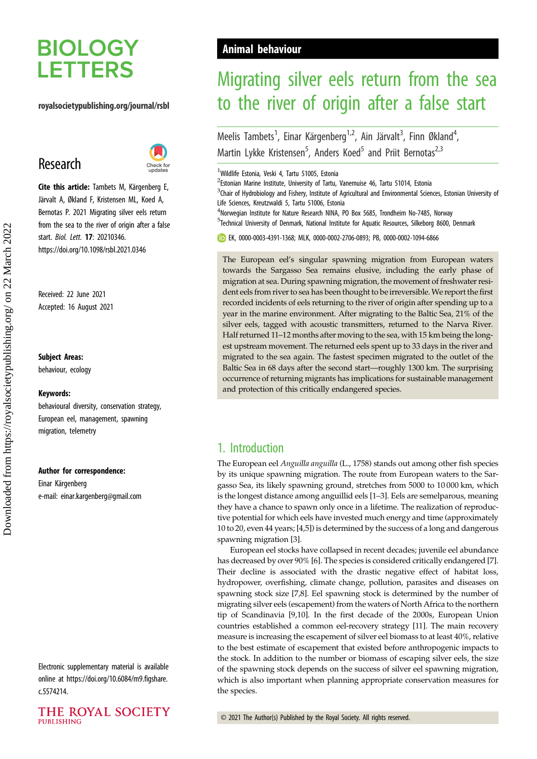# BIOLOGY LETTERS

royalsocietypublishing.org/journal/rsbl

## Research

**Cite this article:** Tambets M, Kärgenberg E, Järvalt A, Økland F, Kristensen ML, Koed A, Bernotas P. 2021 Migrating silver eels return from the sea to the river of origin after a false start. *Biol. Lett.* **17**: 20210346. https://doi.org/10.1098/rsbl.2021.0346

Received: 22 June 2021
Accepted: 16 August 2021

**Subject Areas:**
behaviour, ecology

**Keywords:**
behavioural diversity, conservation strategy, European eel, management, spawning migration, telemetry

**Author for correspondence:**
Einar Kärgenberg
e-mail: einar.kargenberg@gmail.com

Electronic supplementary material is available online at https://doi.org/10.6084/m9.figshare.c.5574214.

Animal behaviour

# Migrating silver eels return from the sea to the river of origin after a false start

Meelis Tambets[1], Einar Kärgenberg[1,2], Ain Järvalt[3], Finn Økland[4], Martin Lykke Kristensen[5], Anders Koed[5] and Priit Bernotas[2,3]

[1]Wildlife Estonia, Veski 4, Tartu 51005, Estonia
[2]Estonian Marine Institute, University of Tartu, Vanemuise 46, Tartu 51014, Estonia
[3]Chair of Hydrobiology and Fishery, Institute of Agricultural and Environmental Sciences, Estonian University of Life Sciences, Kreutzwaldi 5, Tartu 51006, Estonia
[4]Norwegian Institute for Nature Research NINA, PO Box 5685, Trondheim No-7485, Norway
[5]Technical University of Denmark, National Institute for Aquatic Resources, Silkeborg 8600, Denmark

EK, 0000-0003-4391-1368; MLK, 0000-0002-2706-0893; PB, 0000-0002-1094-6866

The European eel's singular spawning migration from European waters towards the Sargasso Sea remains elusive, including the early phase of migration at sea. During spawning migration, the movement of freshwater resident eels from river to sea has been thought to be irreversible. We report the first recorded incidents of eels returning to the river of origin after spending up to a year in the marine environment. After migrating to the Baltic Sea, 21% of the silver eels, tagged with acoustic transmitters, returned to the Narva River. Half returned 11–12 months after moving to the sea, with 15 km being the longest upstream movement. The returned eels spent up to 33 days in the river and migrated to the sea again. The fastest specimen migrated to the outlet of the Baltic Sea in 68 days after the second start—roughly 1300 km. The surprising occurrence of returning migrants has implications for sustainable management and protection of this critically endangered species.

## 1. Introduction

The European eel *Anguilla anguilla* (L., 1758) stands out among other fish species by its unique spawning migration. The route from European waters to the Sargasso Sea, its likely spawning ground, stretches from 5000 to 10 000 km, which is the longest distance among anguillid eels [1–3]. Eels are semelparous, meaning they have a chance to spawn only once in a lifetime. The realization of reproductive potential for which eels have invested much energy and time (approximately 10 to 20, even 44 years; [4,5]) is determined by the success of a long and dangerous spawning migration [3].

European eel stocks have collapsed in recent decades; juvenile eel abundance has decreased by over 90% [6]. The species is considered critically endangered [7]. Their decline is associated with the drastic negative effect of habitat loss, hydropower, overfishing, climate change, pollution, parasites and diseases on spawning stock size [7,8]. Eel spawning stock is determined by the number of migrating silver eels (escapement) from the waters of North Africa to the northern tip of Scandinavia [9,10]. In the first decade of the 2000s, European Union countries established a common eel-recovery strategy [11]. The main recovery measure is increasing the escapement of silver eel biomass to at least 40%, relative to the best estimate of escapement that existed before anthropogenic impacts to the stock. In addition to the number or biomass of escaping silver eels, the size of the spawning stock depends on the success of silver eel spawning migration, which is also important when planning appropriate conservation measures for the species.

© 2021 The Author(s) Published by the Royal Society. All rights reserved.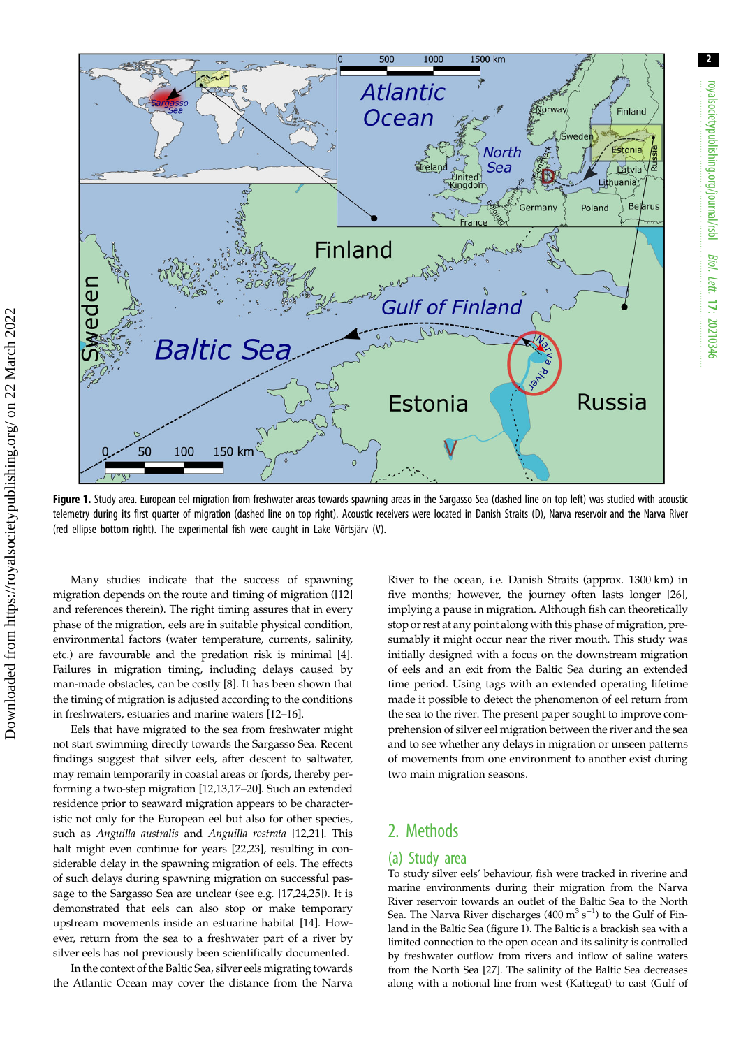**Figure 1.** Study area. European eel migration from freshwater areas towards spawning areas in the Sargasso Sea (dashed line on top left) was studied with acoustic telemetry during its first quarter of migration (dashed line on top right). Acoustic receivers were located in Danish Straits (D), Narva reservoir and the Narva River (red ellipse bottom right). The experimental fish were caught in Lake Võrtsjärv (V).

Many studies indicate that the success of spawning migration depends on the route and timing of migration ([12] and references therein). The right timing assures that in every phase of the migration, eels are in suitable physical condition, environmental factors (water temperature, currents, salinity, etc.) are favourable and the predation risk is minimal [4]. Failures in migration timing, including delays caused by man-made obstacles, can be costly [8]. It has been shown that the timing of migration is adjusted according to the conditions in freshwaters, estuaries and marine waters [12–16].

Eels that have migrated to the sea from freshwater might not start swimming directly towards the Sargasso Sea. Recent findings suggest that silver eels, after descent to saltwater, may remain temporarily in coastal areas or fjords, thereby performing a two-step migration [12,13,17–20]. Such an extended residence prior to seaward migration appears to be characteristic not only for the European eel but also for other species, such as *Anguilla australis* and *Anguilla rostrata* [12,21]. This halt might even continue for years [22,23], resulting in considerable delay in the spawning migration of eels. The effects of such delays during spawning migration on successful passage to the Sargasso Sea are unclear (see e.g. [17,24,25]). It is demonstrated that eels can also stop or make temporary upstream movements inside an estuarine habitat [14]. However, return from the sea to a freshwater part of a river by silver eels has not previously been scientifically documented.

In the context of the Baltic Sea, silver eels migrating towards the Atlantic Ocean may cover the distance from the Narva River to the ocean, i.e. Danish Straits (approx. 1300 km) in five months; however, the journey often lasts longer [26], implying a pause in migration. Although fish can theoretically stop or rest at any point along with this phase of migration, presumably it might occur near the river mouth. This study was initially designed with a focus on the downstream migration of eels and an exit from the Baltic Sea during an extended time period. Using tags with an extended operating lifetime made it possible to detect the phenomenon of eel return from the sea to the river. The present paper sought to improve comprehension of silver eel migration between the river and the sea and to see whether any delays in migration or unseen patterns of movements from one environment to another exist during two main migration seasons.

## 2. Methods

### (a) Study area

To study silver eels' behaviour, fish were tracked in riverine and marine environments during their migration from the Narva River reservoir towards an outlet of the Baltic Sea to the North Sea. The Narva River discharges (400 $m^3 s^{-1}$) to the Gulf of Finland in the Baltic Sea (figure 1). The Baltic is a brackish sea with a limited connection to the open ocean and its salinity is controlled by freshwater outflow from rivers and inflow of saline waters from the North Sea [27]. The salinity of the Baltic Sea decreases along with a notional line from west (Kattegat) to east (Gulf of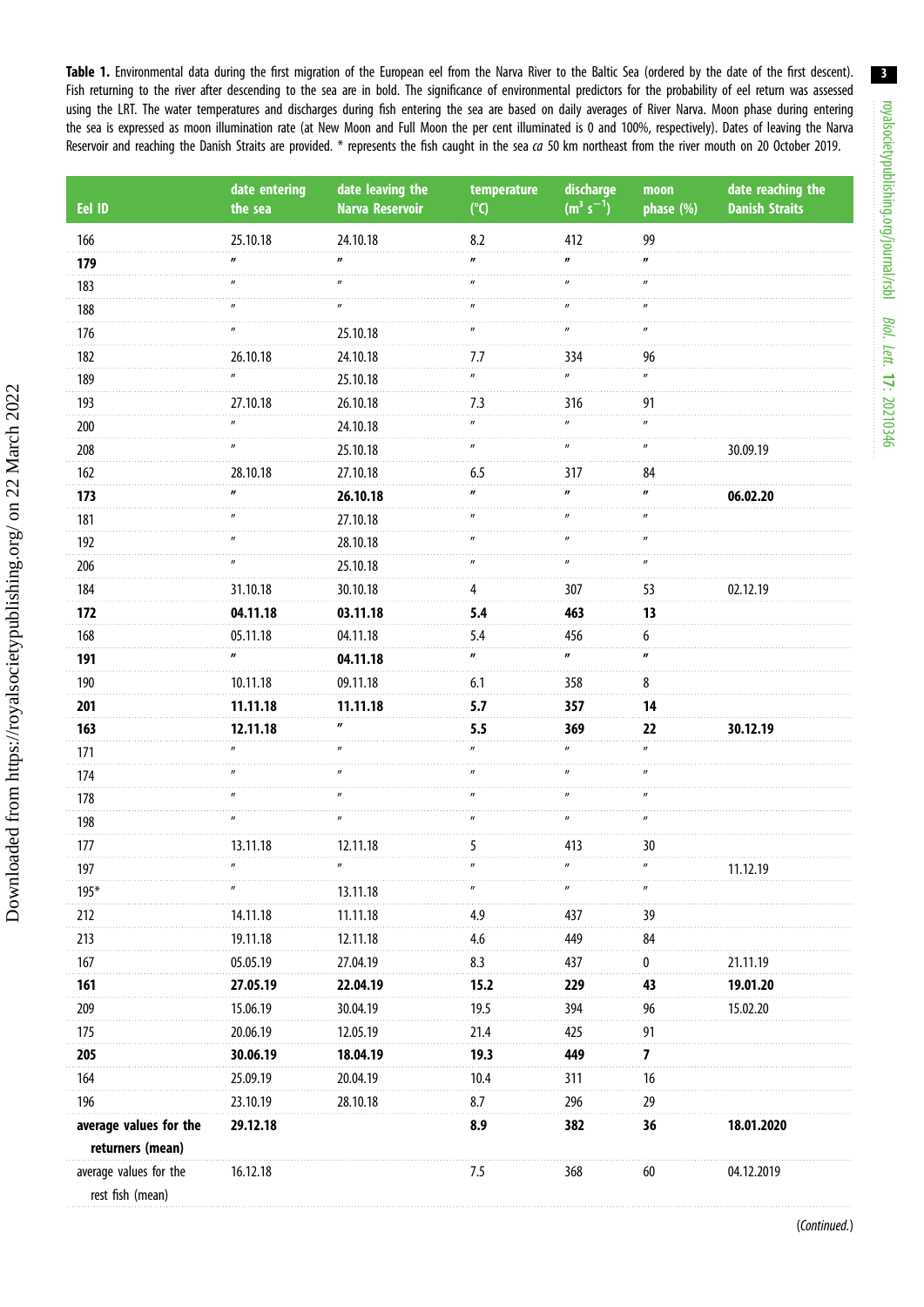**Table 1.** Environmental data during the first migration of the European eel from the Narva River to the Baltic Sea (ordered by the date of the first descent). Fish returning to the river after descending to the sea are in bold. The significance of environmental predictors for the probability of eel return was assessed using the LRT. The water temperatures and discharges during fish entering the sea are based on daily averages of River Narva. Moon phase during entering the sea is expressed as moon illumination rate (at New Moon and Full Moon the per cent illuminated is 0 and 100%, respectively). Dates of leaving the Narva Reservoir and reaching the Danish Straits are provided. * represents the fish caught in the sea *ca* 50 km northeast from the river mouth on 20 October 2019.

| Eel ID | date entering the sea | date leaving the Narva Reservoir | temperature (°C) | discharge ($m^3 s^{-1}$) | moon phase (%) | date reaching the Danish Straits |
|---|---|---|---|---|---|---|
| 166 | 25.10.18 | 24.10.18 | 8.2 | 412 | 99 | |
| **179** | **"** | **"** | **"** | **"** | **"** | |
| 183 | " | " | " | " | " | |
| 188 | " | " | " | " | " | |
| 176 | " | 25.10.18 | " | " | " | |
| 182 | 26.10.18 | 24.10.18 | 7.7 | 334 | 96 | |
| 189 | " | 25.10.18 | " | " | " | |
| 193 | 27.10.18 | 26.10.18 | 7.3 | 316 | 91 | |
| 200 | " | 24.10.18 | " | " | " | |
| 208 | " | 25.10.18 | " | " | " | 30.09.19 |
| 162 | 28.10.18 | 27.10.18 | 6.5 | 317 | 84 | |
| **173** | **"** | **26.10.18** | **"** | **"** | **"** | **06.02.20** |
| 181 | " | 27.10.18 | " | " | " | |
| 192 | " | 28.10.18 | " | " | " | |
| 206 | " | 25.10.18 | " | " | " | |
| 184 | 31.10.18 | 30.10.18 | 4 | 307 | 53 | 02.12.19 |
| **172** | **04.11.18** | **03.11.18** | **5.4** | **463** | **13** | |
| 168 | 05.11.18 | 04.11.18 | 5.4 | 456 | 6 | |
| **191** | **"** | **04.11.18** | **"** | **"** | **"** | |
| 190 | 10.11.18 | 09.11.18 | 6.1 | 358 | 8 | |
| **201** | **11.11.18** | **11.11.18** | **5.7** | **357** | **14** | |
| **163** | **12.11.18** | **"** | **5.5** | **369** | **22** | **30.12.19** |
| 171 | " | " | " | " | " | |
| 174 | " | " | " | " | " | |
| 178 | " | " | " | " | " | |
| 198 | " | " | " | " | " | |
| 177 | 13.11.18 | 12.11.18 | 5 | 413 | 30 | |
| 197 | " | " | " | " | " | 11.12.19 |
| 195* | " | 13.11.18 | " | " | " | |
| 212 | 14.11.18 | 11.11.18 | 4.9 | 437 | 39 | |
| 213 | 19.11.18 | 12.11.18 | 4.6 | 449 | 84 | |
| 167 | 05.05.19 | 27.04.19 | 8.3 | 437 | 0 | 21.11.19 |
| **161** | **27.05.19** | **22.04.19** | **15.2** | **229** | **43** | **19.01.20** |
| 209 | 15.06.19 | 30.04.19 | 19.5 | 394 | 96 | 15.02.20 |
| 175 | 20.06.19 | 12.05.19 | 21.4 | 425 | 91 | |
| **205** | **30.06.19** | **18.04.19** | **19.3** | **449** | **7** | |
| 164 | 25.09.19 | 20.04.19 | 10.4 | 311 | 16 | |
| 196 | 23.10.19 | 28.10.18 | 8.7 | 296 | 29 | |
| **average values for the returners (mean)** | **29.12.18** | | **8.9** | **382** | **36** | **18.01.2020** |
| average values for the rest fish (mean) | 16.12.18 | | 7.5 | 368 | 60 | 04.12.2019 |

(*Continued*.)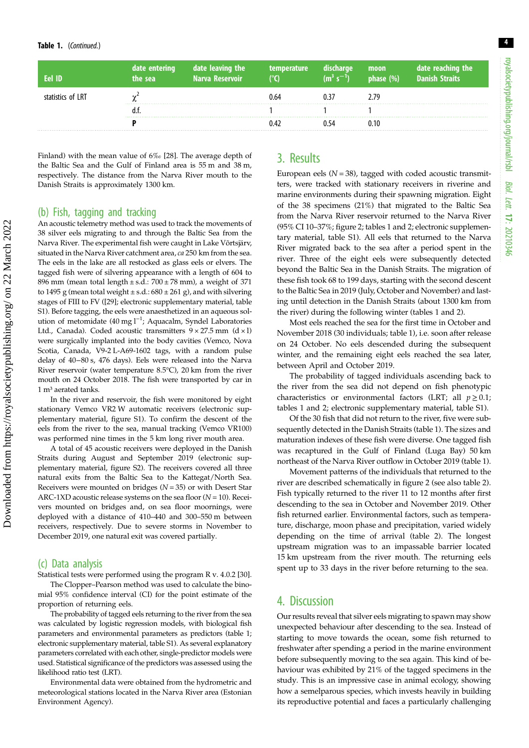**Table 1.** (*Continued.*)

| Eel ID | date entering the sea | date leaving the Narva Reservoir | temperature (°C) | discharge ($m^3 s^{-1}$) | moon phase (%) | date reaching the Danish Straits |
|---|---|---|---|---|---|---|
| statistics of LRT | $\chi^2$ | | 0.64 | 0.37 | 2.79 | |
| | d.f. | | 1 | 1 | 1 | |
| | **P** | | 0.42 | 0.54 | 0.10 | |

Finland) with the mean value of 6‰ [28]. The average depth of the Baltic Sea and the Gulf of Finland area is 55 m and 38 m, respectively. The distance from the Narva River mouth to the Danish Straits is approximately 1300 km.

## (b) Fish, tagging and tracking

An acoustic telemetry method was used to track the movements of 38 silver eels migrating to and through the Baltic Sea from the Narva River. The experimental fish were caught in Lake Võrtsjärv, situated in the Narva River catchment area, *ca* 250 km from the sea. The eels in the lake are all restocked as glass eels or elvers. The tagged fish were of silvering appearance with a length of 604 to 896 mm (mean total length ± s.d.: 700 ± 78 mm), a weight of 371 to 1495 g (mean total weight ± s.d.: 680 ± 261 g), and with silvering stages of FIII to FV ([29]; electronic supplementary material, table S1). Before tagging, the eels were anaesthetized in an aqueous solution of metomidate (40 mg $l^{-1}$; Aquacalm, Syndel Laboratories Ltd., Canada). Coded acoustic transmitters 9 × 27.5 mm (d × l) were surgically implanted into the body cavities (Vemco, Nova Scotia, Canada, V9-2 L-A69-1602 tags, with a random pulse delay of 40–80 s, 476 days). Eels were released into the Narva River reservoir (water temperature 8.5°C), 20 km from the river mouth on 24 October 2018. The fish were transported by car in 1 $m^3$ aerated tanks.

In the river and reservoir, the fish were monitored by eight stationary Vemco VR2 W automatic receivers (electronic supplementary material, figure S1). To confirm the descent of the eels from the river to the sea, manual tracking (Vemco VR100) was performed nine times in the 5 km long river mouth area.

A total of 45 acoustic receivers were deployed in the Danish Straits during August and September 2019 (electronic supplementary material, figure S2). The receivers covered all three natural exits from the Baltic Sea to the Kattegat/North Sea. Receivers were mounted on bridges ($N = 35$) or with Desert Star ARC-1XD acoustic release systems on the sea floor ($N = 10$). Receivers mounted on bridges and, on sea floor moornings, were deployed with a distance of 410–440 and 300–550 m between receivers, respectively. Due to severe storms in November to December 2019, one natural exit was covered partially.

## (c) Data analysis

Statistical tests were performed using the program R v. 4.0.2 [30].

The Clopper–Pearson method was used to calculate the binomial 95% confidence interval (CI) for the point estimate of the proportion of returning eels.

The probability of tagged eels returning to the river from the sea was calculated by logistic regression models, with biological fish parameters and environmental parameters as predictors (table 1; electronic supplementary material, table S1). As several explanatory parameters correlated with each other, single-predictor models were used. Statistical significance of the predictors was assessed using the likelihood ratio test (LRT).

Environmental data were obtained from the hydrometric and meteorological stations located in the Narva River area (Estonian Environment Agency).

# 3. Results

European eels ($N = 38$), tagged with coded acoustic transmitters, were tracked with stationary receivers in riverine and marine environments during their spawning migration. Eight of the 38 specimens (21%) that migrated to the Baltic Sea from the Narva River reservoir returned to the Narva River (95% CI 10–37%; figure 2; tables 1 and 2; electronic supplementary material, table S1). All eels that returned to the Narva River migrated back to the sea after a period spent in the river. Three of the eight eels were subsequently detected beyond the Baltic Sea in the Danish Straits. The migration of these fish took 68 to 199 days, starting with the second descent to the Baltic Sea in 2019 (July, October and November) and lasting until detection in the Danish Straits (about 1300 km from the river) during the following winter (tables 1 and 2).

Most eels reached the sea for the first time in October and November 2018 (30 individuals; table 1), i.e. soon after release on 24 October. No eels descended during the subsequent winter, and the remaining eight eels reached the sea later, between April and October 2019.

The probability of tagged individuals ascending back to the river from the sea did not depend on fish phenotypic characteristics or environmental factors (LRT; all $p \geq 0.1$; tables 1 and 2; electronic supplementary material, table S1).

Of the 30 fish that did not return to the river, five were subsequently detected in the Danish Straits (table 1). The sizes and maturation indexes of these fish were diverse. One tagged fish was recaptured in the Gulf of Finland (Luga Bay) 50 km northeast of the Narva River outflow in October 2019 (table 1).

Movement patterns of the individuals that returned to the river are described schematically in figure 2 (see also table 2). Fish typically returned to the river 11 to 12 months after first descending to the sea in October and November 2019. Other fish returned earlier. Environmental factors, such as temperature, discharge, moon phase and precipitation, varied widely depending on the time of arrival (table 2). The longest upstream migration was to an impassable barrier located 15 km upstream from the river mouth. The returning eels spent up to 33 days in the river before returning to the sea.

# 4. Discussion

Our results reveal that silver eels migrating to spawn may show unexpected behaviour after descending to the sea. Instead of starting to move towards the ocean, some fish returned to freshwater after spending a period in the marine environment before subsequently moving to the sea again. This kind of behaviour was exhibited by 21% of the tagged specimens in the study. This is an impressive case in animal ecology, showing how a semelparous species, which invests heavily in building its reproductive potential and faces a particularly challenging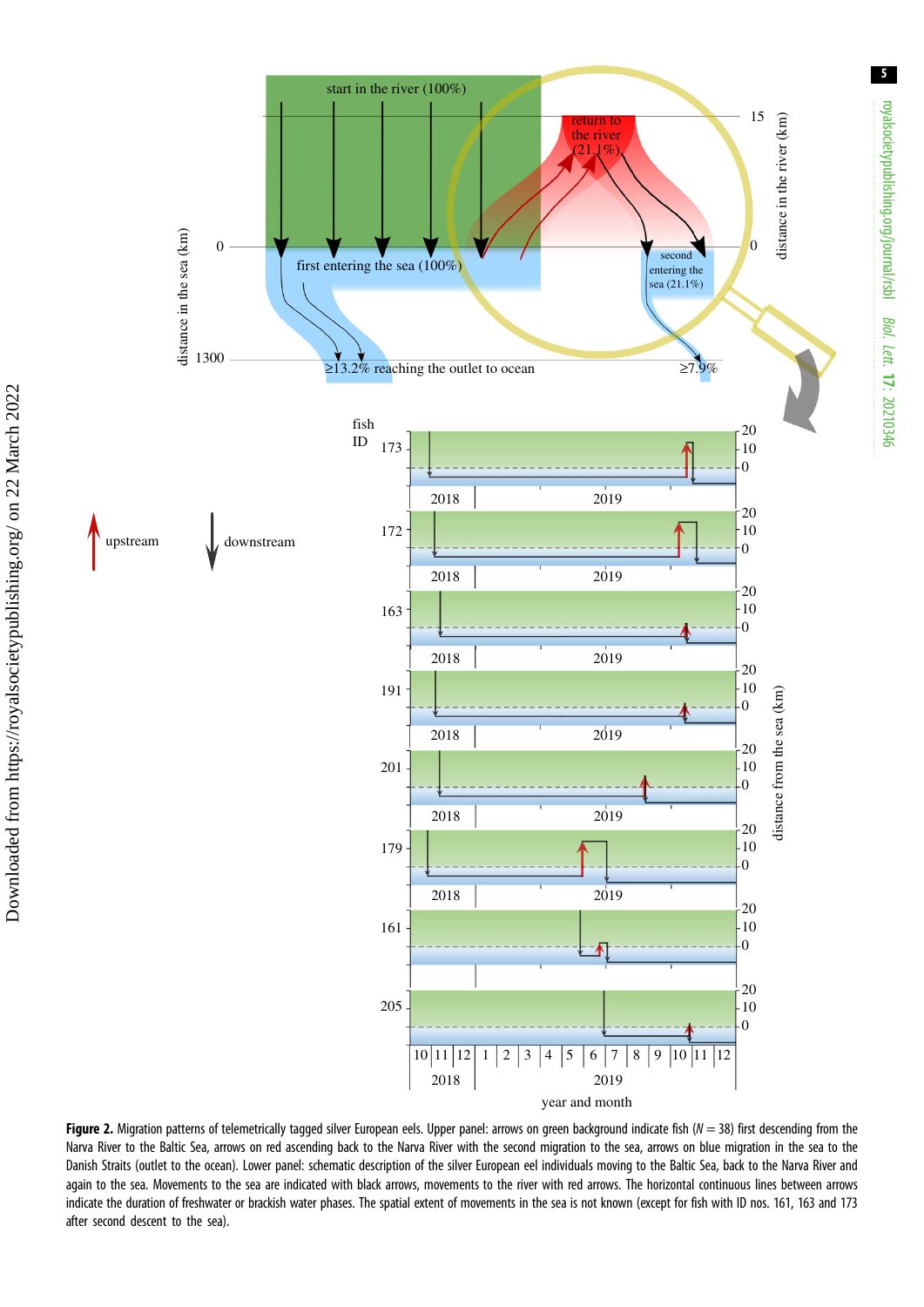**Figure 2.** Migration patterns of telemetrically tagged silver European eels. Upper panel: arrows on green background indicate fish ($N = 38$) first descending from the Narva River to the Baltic Sea, arrows on red ascending back to the Narva River with the second migration to the sea, arrows on blue migration in the sea to the Danish Straits (outlet to the ocean). Lower panel: schematic description of the silver European eel individuals moving to the Baltic Sea, back to the Narva River and again to the sea. Movements to the sea are indicated with black arrows, movements to the river with red arrows. The horizontal continuous lines between arrows indicate the duration of freshwater or brackish water phases. The spatial extent of movements in the sea is not known (except for fish with ID nos. 161, 163 and 173 after second descent to the sea).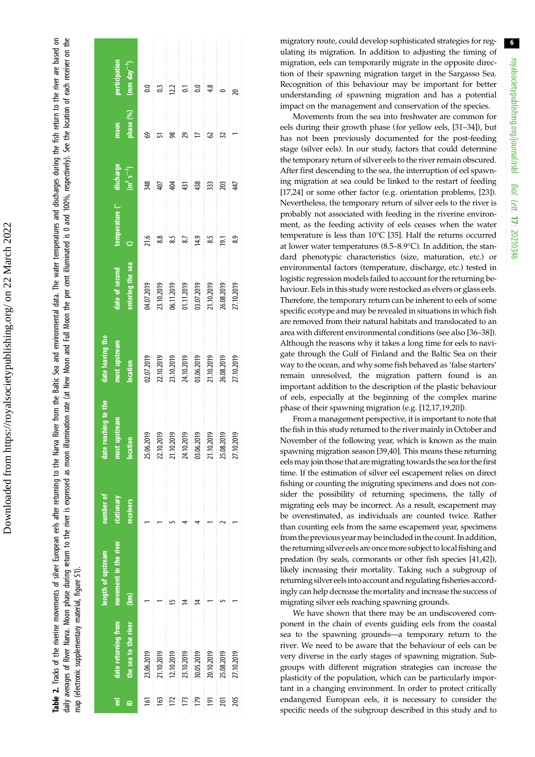**Table 2.** Tracks of the riverine movements of silver European eels after returning to the Narva River from the Baltic Sea and environmental data. The water temperatures and discharges during the fish return to the river are based on daily averages of River Narva. Moon phase during return to the river is expressed as moon illumination rate (at New Moon and Full Moon the per cent illuminated is 0 and 100%, respectively). See the location of each receiver on the map (electronic supplementary material, figure S1).

| eel ID | date returning from the sea to the river | length of upstream movement in the river (km) | number of stationary receivers | date reaching to the most upstream location | date leaving the most upstream location | date of second entering the sea | temperature (°C) | discharge ($m^3 s^{-1}$) | moon phase (%) | perticipation (mm $day^{-1}$) |
|---|---|---|---|---|---|---|---|---|---|---|
| 161 | 23.06.2019 | 1 | 1 | 25.06.2019 | 02.07.2019 | 04.07.2019 | 21.6 | 348 | 69 | 0.0 |
| 163 | 21.10.2019 | 1 | 1 | 22.10.2019 | 22.10.2019 | 23.10.2019 | 8.8 | 407 | 51 | 0.3 |
| 172 | 12.10.2019 | 15 | 5 | 21.10.2019 | 23.10.2019 | 06.11.2019 | 8.5 | 404 | 98 | 12.2 |
| 173 | 23.10.2019 | 14 | 4 | 24.10.2019 | 24.10.2019 | 01.11.2019 | 8.7 | 431 | 29 | 0.1 |
| 179 | 30.05.2019 | 14 | 4 | 03.06.2019 | 03.06.2019 | 03.07.2019 | 14.9 | 438 | 17 | 0.0 |
| 191 | 20.10.2019 | 1 | 1 | 21.10.2019 | 21.10.2019 | 21.10.2019 | 8.5 | 333 | 62 | 4.8 |
| 201 | 25.08.2019 | 5 | 2 | 25.08.2019 | 26.08.2019 | 26.08.2019 | 19.1 | 203 | 32 | 0 |
| 205 | 27.10.2019 | 1 | 1 | 27.10.2019 | 27.10.2019 | 27.10.2019 | 8.9 | 447 | 1 | 20 |

migratory route, could develop sophisticated strategies for regulating its migration. In addition to adjusting the timing of migration, eels can temporarily migrate in the opposite direction of their spawning migration target in the Sargasso Sea. Recognition of this behaviour may be important for better understanding of spawning migration and has a potential impact on the management and conservation of the species.

Movements from the sea into freshwater are common for eels during their growth phase (for yellow eels, [31–34]), but has not been previously documented for the post-feeding stage (silver eels). In our study, factors that could determine the temporary return of silver eels to the river remain obscured. After first descending to the sea, the interruption of eel spawning migration at sea could be linked to the restart of feeding [17,24] or some other factor (e.g. orientation problems, [23]). Nevertheless, the temporary return of silver eels to the river is probably not associated with feeding in the riverine environment, as the feeding activity of eels ceases when the water temperature is less than 10°C [35]. Half the returns occurred at lower water temperatures (8.5–8.9°C). In addition, the standard phenotypic characteristics (size, maturation, etc.) or environmental factors (temperature, discharge, etc.) tested in logistic regression models failed to account for the returning behaviour. Eels in this study were restocked as elvers or glass eels. Therefore, the temporary return can be inherent to eels of some specific ecotype and may be revealed in situations in which fish are removed from their natural habitats and translocated to an area with different environmental conditions (see also [36–38]). Although the reasons why it takes a long time for eels to navigate through the Gulf of Finland and the Baltic Sea on their way to the ocean, and why some fish behaved as 'false starters' remain unresolved, the migration pattern found is an important addition to the description of the plastic behaviour of eels, especially at the beginning of the complex marine phase of their spawning migration (e.g. [12,17,19,20]).

From a management perspective, it is important to note that the fish in this study returned to the river mainly in October and November of the following year, which is known as the main spawning migration season [39,40]. This means these returning eels may join those that are migrating towards the sea for the first time. If the estimation of silver eel escapement relies on direct fishing or counting the migrating specimens and does not consider the possibility of returning specimens, the tally of migrating eels may be incorrect. As a result, escapement may be overestimated, as individuals are counted twice. Rather than counting eels from the same escapement year, specimens from the previous year may be included in the count. In addition, the returning silver eels are once more subject to local fishing and predation (by seals, cormorants or other fish species [41,42]), likely increasing their mortality. Taking such a subgroup of returning silver eels into account and regulating fisheries accordingly can help decrease the mortality and increase the success of migrating silver eels reaching spawning grounds.

We have shown that there may be an undiscovered component in the chain of events guiding eels from the coastal sea to the spawning grounds—a temporary return to the river. We need to be aware that the behaviour of eels can be very diverse in the early stages of spawning migration. Subgroups with different migration strategies can increase the plasticity of the population, which can be particularly important in a changing environment. In order to protect critically endangered European eels, it is necessary to consider the specific needs of the subgroup described in this study and to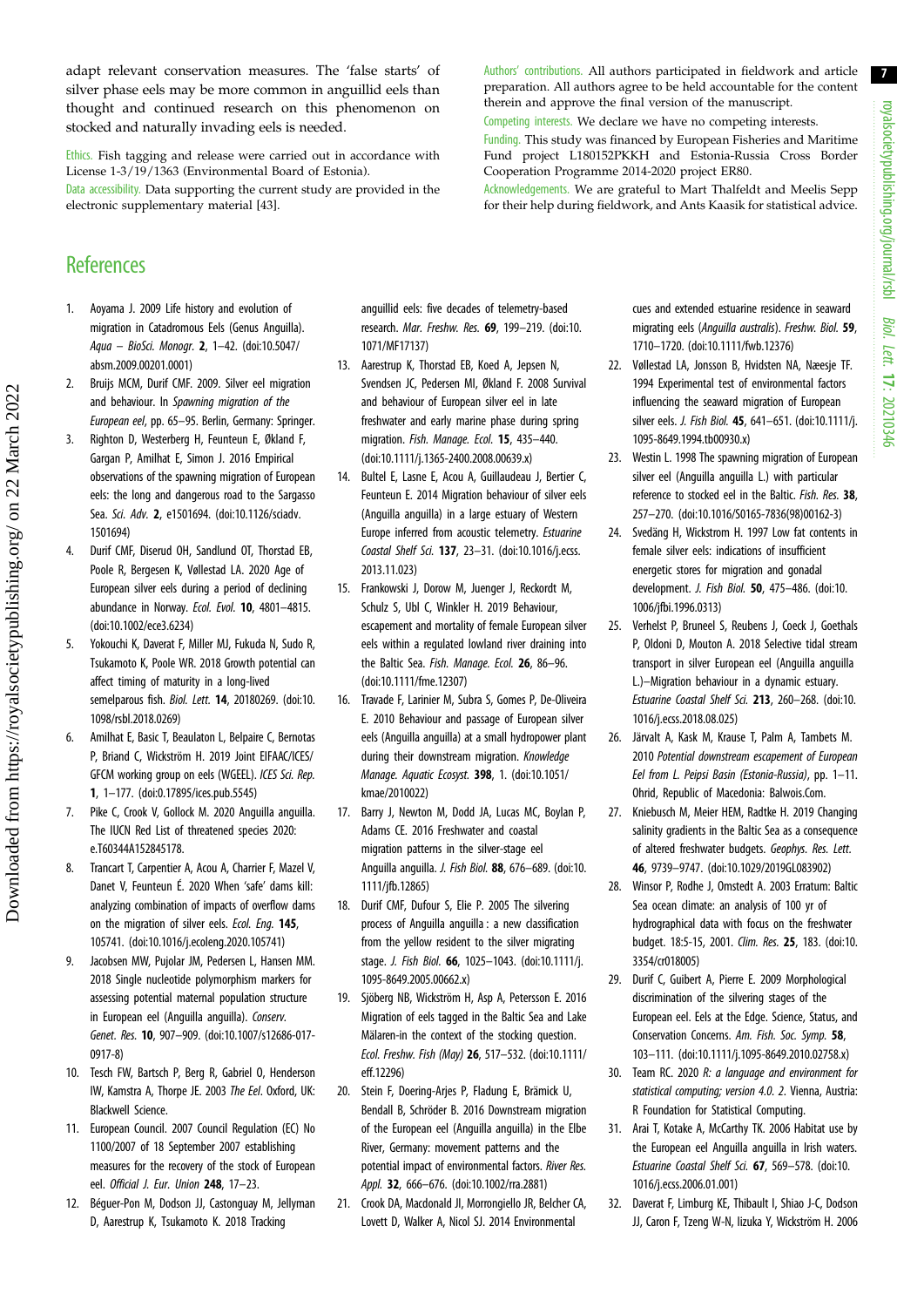adapt relevant conservation measures. The 'false starts' of silver phase eels may be more common in anguillid eels than thought and continued research on this phenomenon on stocked and naturally invading eels is needed.

Ethics. Fish tagging and release were carried out in accordance with License 1-3/19/1363 (Environmental Board of Estonia).

Data accessibility. Data supporting the current study are provided in the electronic supplementary material [43].

Authors' contributions. All authors participated in fieldwork and article preparation. All authors agree to be held accountable for the content therein and approve the final version of the manuscript.

Competing interests. We declare we have no competing interests.

Funding. This study was financed by European Fisheries and Maritime Fund project L180152PKKH and Estonia-Russia Cross Border Cooperation Programme 2014-2020 project ER80.

Acknowledgements. We are grateful to Mart Thalfeldt and Meelis Sepp for their help during fieldwork, and Ants Kaasik for statistical advice.

## References

1. Aoyama J. 2009 Life history and evolution of migration in Catadromous Eels (Genus Anguilla). *Aqua – BioSci. Monogr.* **2**, 1–42. (doi:10.5047/absm.2009.00201.0001)
2. Bruijs MCM, Durif CMF. 2009. Silver eel migration and behaviour. In *Spawning migration of the European eel*, pp. 65–95. Berlin, Germany: Springer.
3. Righton D, Westerberg H, Feunteun E, Økland F, Gargan P, Amilhat E, Simon J. 2016 Empirical observations of the spawning migration of European eels: the long and dangerous road to the Sargasso Sea. *Sci. Adv.* **2**, e1501694. (doi:10.1126/sciadv.1501694)
4. Durif CMF, Diserud OH, Sandlund OT, Thorstad EB, Poole R, Bergesen K, Vøllestad LA. 2020 Age of European silver eels during a period of declining abundance in Norway. *Ecol. Evol.* **10**, 4801–4815. (doi:10.1002/ece3.6234)
5. Yokouchi K, Daverat F, Miller MJ, Fukuda N, Sudo R, Tsukamoto K, Poole WR. 2018 Growth potential can affect timing of maturity in a long-lived semelparous fish. *Biol. Lett.* **14**, 20180269. (doi:10.1098/rsbl.2018.0269)
6. Amilhat E, Basic T, Beaulaton L, Belpaire C, Bernotas P, Briand C, Wickström H. 2019 Joint EIFAAC/ICES/GFCM working group on eels (WGEEL). *ICES Sci. Rep.* **1**, 1–177. (doi:0.17895/ices.pub.5545)
7. Pike C, Crook V, Gollock M. 2020 Anguilla anguilla. The IUCN Red List of threatened species 2020: e.T60344A152845178.
8. Trancart T, Carpentier A, Acou A, Charrier F, Mazel V, Danet V, Feunteun É. 2020 When 'safe' dams kill: analyzing combination of impacts of overflow dams on the migration of silver eels. *Ecol. Eng.* **145**, 105741. (doi:10.1016/j.ecoleng.2020.105741)
9. Jacobsen MW, Pujolar JM, Pedersen L, Hansen MM. 2018 Single nucleotide polymorphism markers for assessing potential maternal population structure in European eel (Anguilla anguilla). *Conserv. Genet. Res.* **10**, 907–909. (doi:10.1007/s12686-017-0917-8)
10. Tesch FW, Bartsch P, Berg R, Gabriel O, Henderson IW, Kamstra A, Thorpe JE. 2003 *The Eel*. Oxford, UK: Blackwell Science.
11. European Council. 2007 Council Regulation (EC) No 1100/2007 of 18 September 2007 establishing measures for the recovery of the stock of European eel. *Official J. Eur. Union* **248**, 17–23.
12. Béguer-Pon M, Dodson JJ, Castonguay M, Jellyman D, Aarestrup K, Tsukamoto K. 2018 Tracking anguillid eels: five decades of telemetry-based research. *Mar. Freshw. Res.* **69**, 199–219. (doi:10.1071/MF17137)
13. Aarestrup K, Thorstad EB, Koed A, Jepsen N, Svendsen JC, Pedersen MI, Økland F. 2008 Survival and behaviour of European silver eel in late freshwater and early marine phase during spring migration. *Fish. Manage. Ecol.* **15**, 435–440. (doi:10.1111/j.1365-2400.2008.00639.x)
14. Bultel E, Lasne E, Acou A, Guillaudeau J, Bertier C, Feunteun E. 2014 Migration behaviour of silver eels (Anguilla anguilla) in a large estuary of Western Europe inferred from acoustic telemetry. *Estuarine Coastal Shelf Sci.* **137**, 23–31. (doi:10.1016/j.ecss.2013.11.023)
15. Frankowski J, Dorow M, Juenger J, Reckordt M, Schulz S, Ubl C, Winkler H. 2019 Behaviour, escapement and mortality of female European silver eels within a regulated lowland river draining into the Baltic Sea. *Fish. Manage. Ecol.* **26**, 86–96. (doi:10.1111/fme.12307)
16. Travade F, Larinier M, Subra S, Gomes P, De-Oliveira E. 2010 Behaviour and passage of European silver eels (Anguilla anguilla) at a small hydropower plant during their downstream migration. *Knowledge Manage. Aquatic Ecosyst.* **398**, 1. (doi:10.1051/kmae/2010022)
17. Barry J, Newton M, Dodd JA, Lucas MC, Boylan P, Adams CE. 2016 Freshwater and coastal migration patterns in the silver-stage eel Anguilla anguilla. *J. Fish Biol.* **88**, 676–689. (doi:10.1111/jfb.12865)
18. Durif CMF, Dufour S, Elie P. 2005 The silvering process of Anguilla anguilla : a new classification from the yellow resident to the silver migrating stage. *J. Fish Biol.* **66**, 1025–1043. (doi:10.1111/j.1095-8649.2005.00662.x)
19. Sjöberg NB, Wickström H, Asp A, Petersson E. 2016 Migration of eels tagged in the Baltic Sea and Lake Mälaren-in the context of the stocking question. *Ecol. Freshw. Fish (May)* **26**, 517–532. (doi:10.1111/eff.12296)
20. Stein F, Doering-Arjes P, Fladung E, Brämick U, Bendall B, Schröder B. 2016 Downstream migration of the European eel (Anguilla anguilla) in the Elbe River, Germany: movement patterns and the potential impact of environmental factors. *River Res. Appl.* **32**, 666–676. (doi:10.1002/rra.2881)
21. Crook DA, Macdonald JI, Morrongiello JR, Belcher CA, Lovett D, Walker A, Nicol SJ. 2014 Environmental cues and extended estuarine residence in seaward migrating eels (*Anguilla australis*). *Freshw. Biol.* **59**, 1710–1720. (doi:10.1111/fwb.12376)
22. Vøllestad LA, Jonsson B, Hvidsten NA, Næesje TF. 1994 Experimental test of environmental factors influencing the seaward migration of European silver eels. *J. Fish Biol.* **45**, 641–651. (doi:10.1111/j.1095-8649.1994.tb00930.x)
23. Westin L. 1998 The spawning migration of European silver eel (Anguilla anguilla L.) with particular reference to stocked eel in the Baltic. *Fish. Res.* **38**, 257–270. (doi:10.1016/S0165-7836(98)00162-3)
24. Svedäng H, Wickstrom H. 1997 Low fat contents in female silver eels: indications of insufficient energetic stores for migration and gonadal development. *J. Fish Biol.* **50**, 475–486. (doi:10.1006/jfbi.1996.0313)
25. Verhelst P, Bruneel S, Reubens J, Coeck J, Goethals P, Oldoni D, Mouton A. 2018 Selective tidal stream transport in silver European eel (Anguilla anguilla L.)–Migration behaviour in a dynamic estuary. *Estuarine Coastal Shelf Sci.* **213**, 260–268. (doi:10.1016/j.ecss.2018.08.025)
26. Järvalt A, Kask M, Krause T, Palm A, Tambets M. 2010 *Potential downstream escapement of European Eel from L. Peipsi Basin (Estonia-Russia)*, pp. 1–11. Ohrid, Republic of Macedonia: Balwois.Com.
27. Kniebusch M, Meier HEM, Radtke H. 2019 Changing salinity gradients in the Baltic Sea as a consequence of altered freshwater budgets. *Geophys. Res. Lett.* **46**, 9739–9747. (doi:10.1029/2019GL083902)
28. Winsor P, Rodhe J, Omstedt A. 2003 Erratum: Baltic Sea ocean climate: an analysis of 100 yr of hydrographical data with focus on the freshwater budget. 18:5-15, 2001. *Clim. Res.* **25**, 183. (doi:10.3354/cr018005)
29. Durif C, Guibert A, Pierre E. 2009 Morphological discrimination of the silvering stages of the European eel. Eels at the Edge. Science, Status, and Conservation Concerns. *Am. Fish. Soc. Symp.* **58**, 103–111. (doi:10.1111/j.1095-8649.2010.02758.x)
30. Team RC. 2020 *R: a language and environment for statistical computing; version 4.0. 2*. Vienna, Austria: R Foundation for Statistical Computing.
31. Arai T, Kotake A, McCarthy TK. 2006 Habitat use by the European eel Anguilla anguilla in Irish waters. *Estuarine Coastal Shelf Sci.* **67**, 569–578. (doi:10.1016/j.ecss.2006.01.001)
32. Daverat F, Limburg KE, Thibault I, Shiao J-C, Dodson JJ, Caron F, Tzeng W-N, Iizuka Y, Wickström H. 2006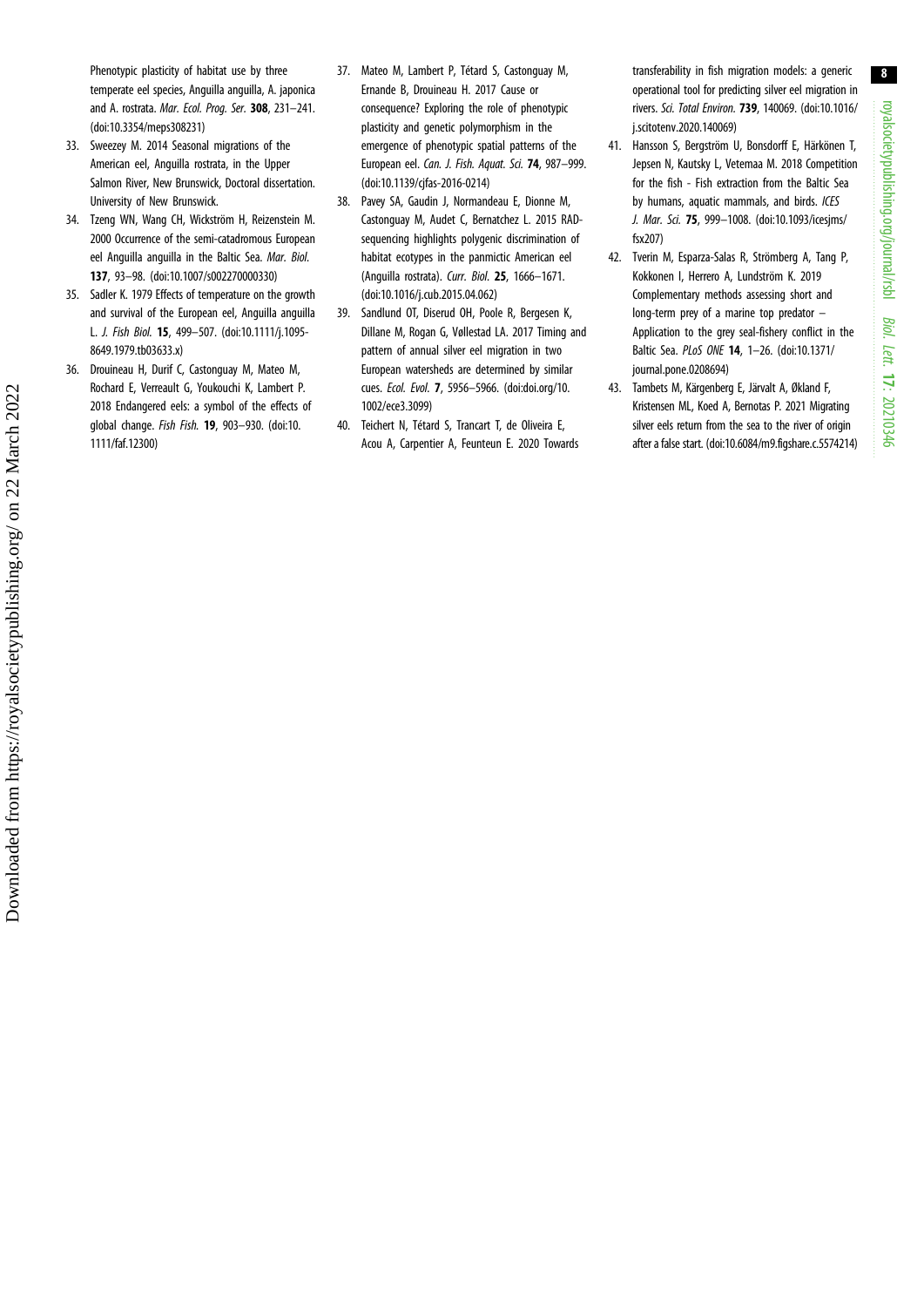Phenotypic plasticity of habitat use by three temperate eel species, Anguilla anguilla, A. japonica and A. rostrata. *Mar. Ecol. Prog. Ser.* **308**, 231–241. (doi:10.3354/meps308231)

33. Sweezey M. 2014 Seasonal migrations of the American eel, Anguilla rostrata, in the Upper Salmon River, New Brunswick, Doctoral dissertation. University of New Brunswick.
34. Tzeng WN, Wang CH, Wickström H, Reizenstein M. 2000 Occurrence of the semi-catadromous European eel Anguilla anguilla in the Baltic Sea. *Mar. Biol.* **137**, 93–98. (doi:10.1007/s002270000330)
35. Sadler K. 1979 Effects of temperature on the growth and survival of the European eel, Anguilla anguilla L. *J. Fish Biol.* **15**, 499–507. (doi:10.1111/j.1095-8649.1979.tb03633.x)
36. Drouineau H, Durif C, Castonguay M, Mateo M, Rochard E, Verreault G, Youkouchi K, Lambert P. 2018 Endangered eels: a symbol of the effects of global change. *Fish Fish.* **19**, 903–930. (doi:10.1111/faf.12300)
37. Mateo M, Lambert P, Tétard S, Castonguay M, Ernande B, Drouineau H. 2017 Cause or consequence? Exploring the role of phenotypic plasticity and genetic polymorphism in the emergence of phenotypic spatial patterns of the European eel. *Can. J. Fish. Aquat. Sci.* **74**, 987–999. (doi:10.1139/cjfas-2016-0214)
38. Pavey SA, Gaudin J, Normandeau E, Dionne M, Castonguay M, Audet C, Bernatchez L. 2015 RAD-sequencing highlights polygenic discrimination of habitat ecotypes in the panmictic American eel (Anguilla rostrata). *Curr. Biol.* **25**, 1666–1671. (doi:10.1016/j.cub.2015.04.062)
39. Sandlund OT, Diserud OH, Poole R, Bergesen K, Dillane M, Rogan G, Vøllestad LA. 2017 Timing and pattern of annual silver eel migration in two European watersheds are determined by similar cues. *Ecol. Evol.* **7**, 5956–5966. (doi:doi.org/10.1002/ece3.3099)
40. Teichert N, Tétard S, Trancart T, de Oliveira E, Acou A, Carpentier A, Feunteun E. 2020 Towards transferability in fish migration models: a generic operational tool for predicting silver eel migration in rivers. *Sci. Total Environ.* **739**, 140069. (doi:10.1016/j.scitotenv.2020.140069)
41. Hansson S, Bergström U, Bonsdorff E, Härkönen T, Jepsen N, Kautsky L, Vetemaa M. 2018 Competition for the fish - Fish extraction from the Baltic Sea by humans, aquatic mammals, and birds. *ICES J. Mar. Sci.* **75**, 999–1008. (doi:10.1093/icesjms/fsx207)
42. Tverin M, Esparza-Salas R, Strömberg A, Tang P, Kokkonen I, Herrero A, Lundström K. 2019 Complementary methods assessing short and long-term prey of a marine top predator – Application to the grey seal-fishery conflict in the Baltic Sea. *PLoS ONE* **14**, 1–26. (doi:10.1371/journal.pone.0208694)
43. Tambets M, Kärgenberg E, Järvalt A, Økland F, Kristensen ML, Koed A, Bernotas P. 2021 Migrating silver eels return from the sea to the river of origin after a false start. (doi:10.6084/m9.figshare.c.5574214)